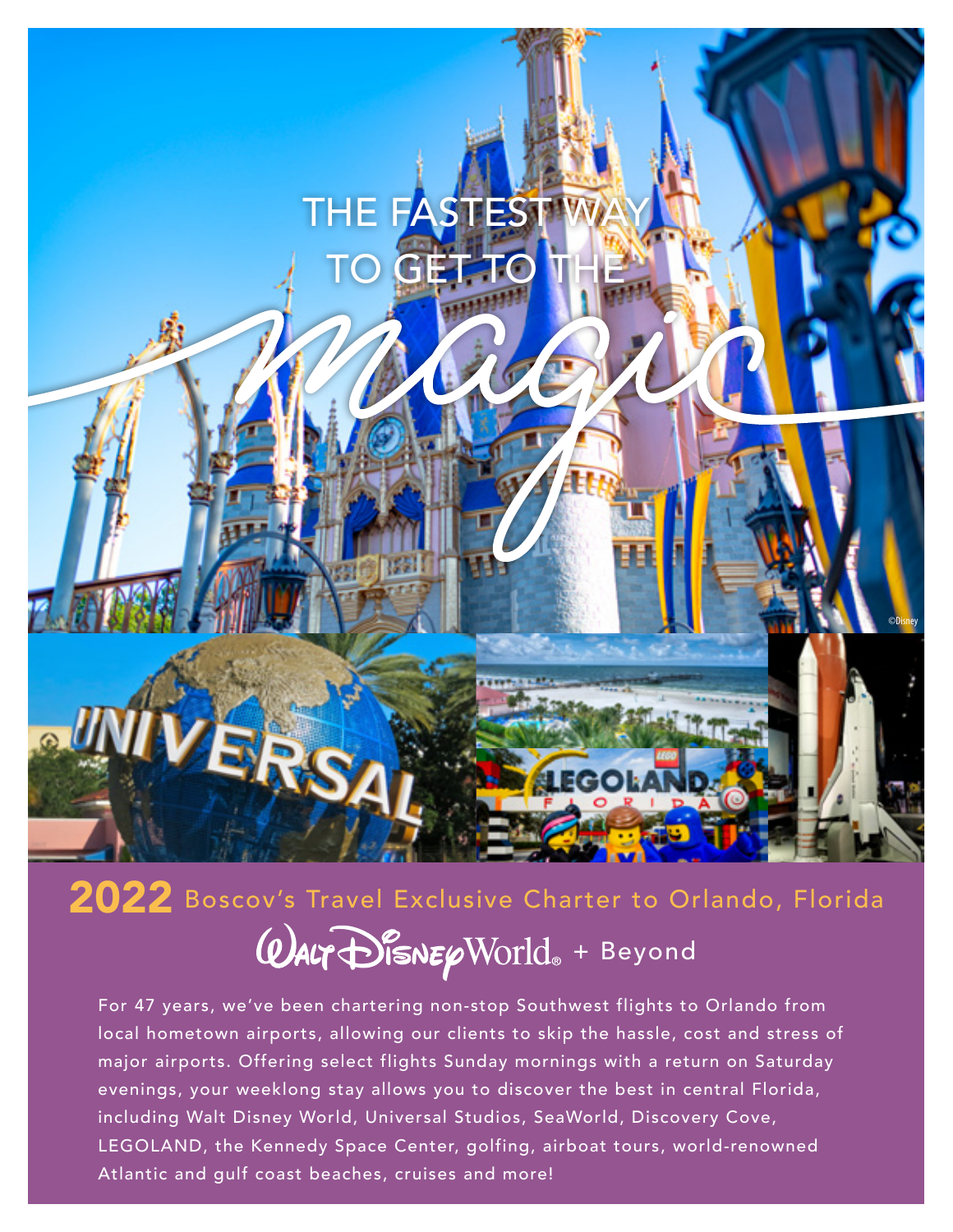# THE FASTEST WAY TO GET TO THE *magic*

©Disney

## 2022 Boscov's Travel Exclusive Charter to Orlando, Florida

### Walt Disney World® + Beyond

For 47 years, we've been chartering non-stop Southwest flights to Orlando from local hometown airports, allowing our clients to skip the hassle, cost and stress of major airports. Offering select flights Sunday mornings with a return on Saturday evenings, your weeklong stay allows you to discover the best in central Florida, including Walt Disney World, Universal Studios, SeaWorld, Discovery Cove, LEGOLAND, the Kennedy Space Center, golfing, airboat tours, world-renowned Atlantic and gulf coast beaches, cruises and more!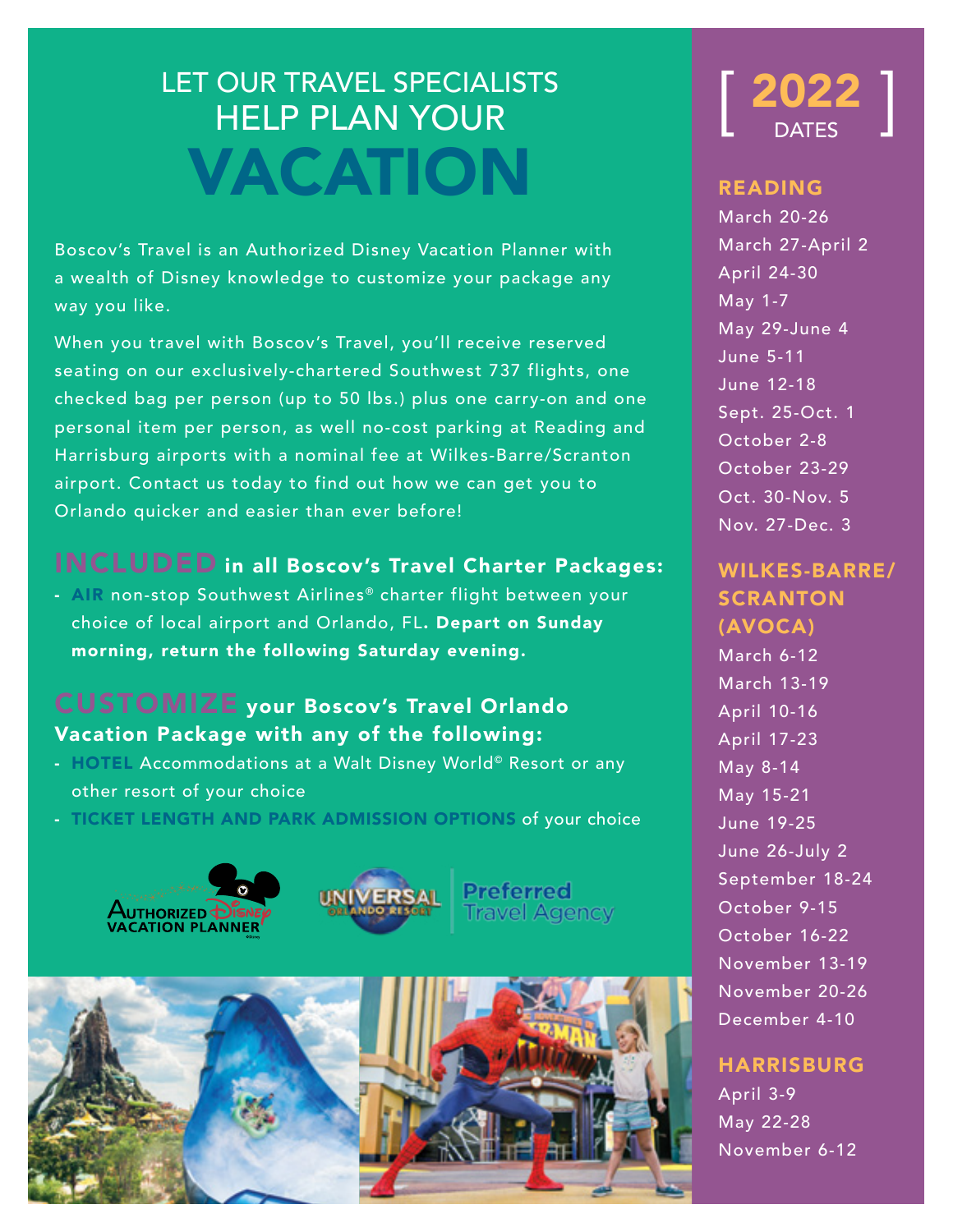# LET OUR TRAVEL SPECIALISTS HELP PLAN YOUR VACATION

Boscov's Travel is an Authorized Disney Vacation Planner with a wealth of Disney knowledge to customize your package any way you like.

When you travel with Boscov's Travel, you'll receive reserved seating on our exclusively-chartered Southwest 737 flights, one checked bag per person (up to 50 lbs.) plus one carry-on and one personal item per person, as well no-cost parking at Reading and Harrisburg airports with a nominal fee at Wilkes-Barre/Scranton airport. Contact us today to find out how we can get you to Orlando quicker and easier than ever before!

## INCLUDED in all Boscov's Travel Charter Packages:

- **AIR** non-stop Southwest Airlines® charter flight between your choice of local airport and Orlando, FL. **Depart on Sunday morning, return the following Saturday evening.**

## CUSTOMIZE your Boscov's Travel Orlando Vacation Package with any of the following:

- **HOTEL** Accommodations at a Walt Disney World© Resort or any other resort of your choice
- **TICKET LENGTH AND PARK ADMISSION OPTIONS** of your choice

Authorized Disney Vacation Planner

Universal Orlando Resort Preferred Travel Agency

# [ 2022 DATES ]

## READING

March 20-26
March 27-April 2
April 24-30
May 1-7
May 29-June 4
June 5-11
June 12-18
Sept. 25-Oct. 1
October 2-8
October 23-29
Oct. 30-Nov. 5
Nov. 27-Dec. 3

## WILKES-BARRE/ SCRANTON (AVOCA)

March 6-12
March 13-19
April 10-16
April 17-23
May 8-14
May 15-21
June 19-25
June 26-July 2
September 18-24
October 9-15
October 16-22
November 13-19
November 20-26
December 4-10

## HARRISBURG

April 3-9
May 22-28
November 6-12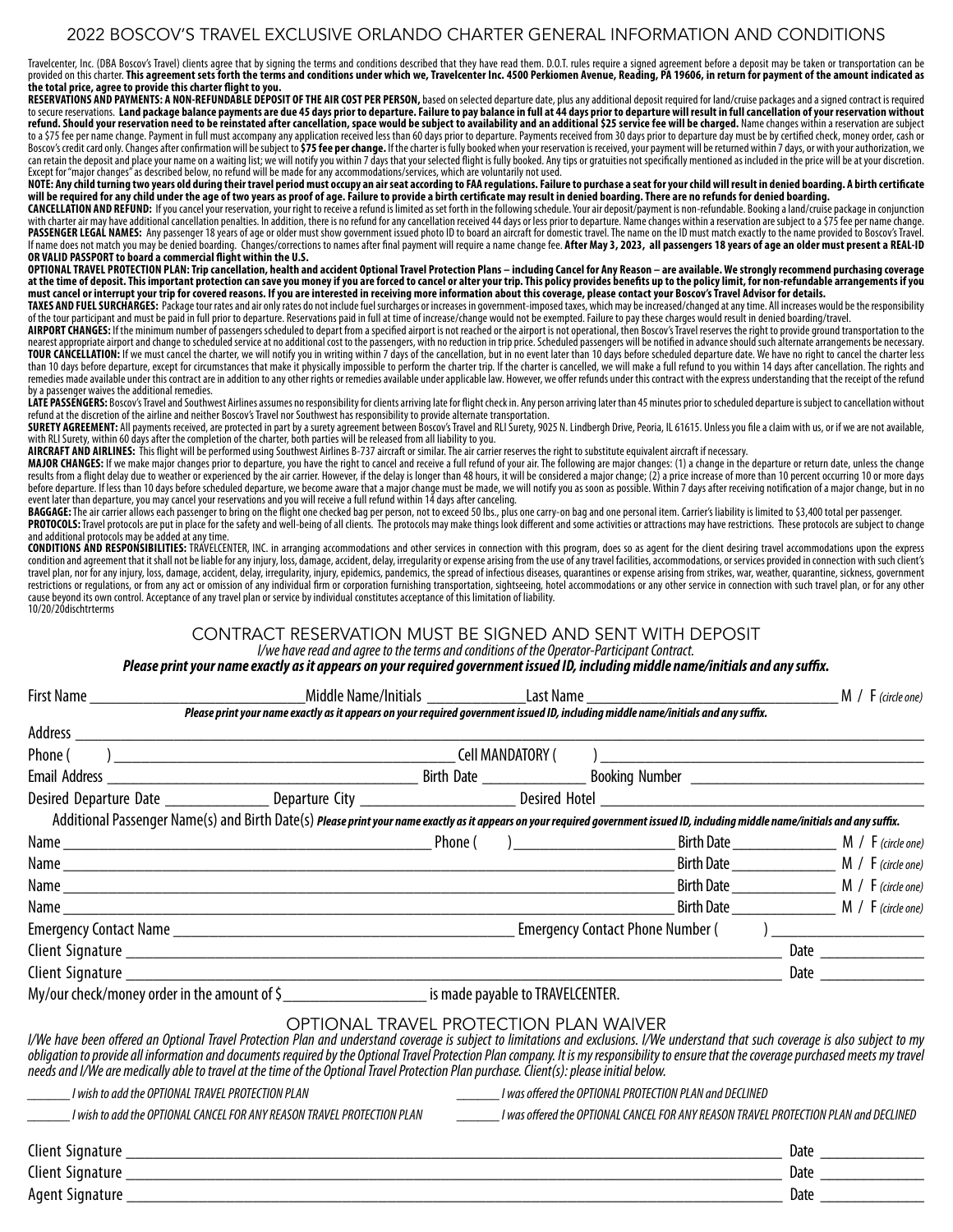# 2022 BOSCOV'S TRAVEL EXCLUSIVE ORLANDO CHARTER GENERAL INFORMATION AND CONDITIONS

Travelcenter, Inc. (DBA Boscov's Travel) clients agree that by signing the terms and conditions described that they have read them. D.O.T. rules require a signed agreement before a deposit may be taken or transportation can be provided on this charter. **This agreement sets forth the terms and conditions under which we, Travelcenter Inc. 4500 Perkiomen Avenue, Reading, PA 19606, in return for payment of the amount indicated as the total price, agree to provide this charter flight to you.**

**RESERVATIONS AND PAYMENTS: A NON-REFUNDABLE DEPOSIT OF THE AIR COST PER PERSON,** based on selected departure date, plus any additional deposit required for land/cruise packages and a signed contract is required to secure reservations. **Land package balance payments are due 45 days prior to departure. Failure to pay balance in full at 44 days prior to departure will result in full cancellation of your reservation without refund. Should your reservation need to be reinstated after cancellation, space would be subject to availability and an additional $25 service fee will be charged.** Name changes within a reservation are subject to a $75 fee per name change. Payment in full must accompany any application received less than 60 days prior to departure. Payments received from 30 days prior to departure day must be by certified check, money order, cash or Boscov's credit card only. Changes after confirmation will be subject to **$75 fee per change.** If the charter is fully booked when your reservation is received, your payment will be returned within 7 days, or with your authorization, we can retain the deposit and place your name on a waiting list; we will notify you within 7 days that your selected flight is fully booked. Any tips or gratuities not specifically mentioned as included in the price will be at your discretion. Except for "major changes" as described below, no refund will be made for any accommodations/services, which are voluntarily not used.

**NOTE: Any child turning two years old during their travel period must occupy an air seat according to FAA regulations. Failure to purchase a seat for your child will result in denied boarding. A birth certificate will be required for any child under the age of two years as proof of age. Failure to provide a birth certificate may result in denied boarding. There are no refunds for denied boarding.**

**CANCELLATION AND REFUND:** If you cancel your reservation, your right to receive a refund is limited as set forth in the following schedule. Your air deposit/payment is non-refundable. Booking a land/cruise package in conjunction with charter air may have additional cancellation penalties. In addition, there is no refund for any cancellation received 44 days or less prior to departure. Name changes within a reservation are subject to a $75 fee per name change.

**PASSENGER LEGAL NAMES:** Any passenger 18 years of age or older must show government issued photo ID to board an aircraft for domestic travel. The name on the ID must match exactly to the name provided to Boscov's Travel. If name does not match you may be denied boarding. Changes/corrections to names after final payment will require a name change fee. **After May 3, 2023, all passengers 18 years of age an older must present a REAL-ID OR VALID PASSPORT to board a commercial flight within the U.S.**

**OPTIONAL TRAVEL PROTECTION PLAN: Trip cancellation, health and accident Optional Travel Protection Plans – including Cancel for Any Reason – are available. We strongly recommend purchasing coverage at the time of deposit. This important protection can save you money if you are forced to cancel or alter your trip. This policy provides benefits up to the policy limit, for non-refundable arrangements if you must cancel or interrupt your trip for covered reasons. If you are interested in receiving more information about this coverage, please contact your Boscov's Travel Advisor for details.**

**TAXES AND FUEL SURCHARGES:** Package tour rates and air only rates do not include fuel surcharges or increases in government-imposed taxes, which may be increased/changed at any time. All increases would be the responsibility of the tour participant and must be paid in full prior to departure. Reservations paid in full at time of increase/change would not be exempted. Failure to pay these charges would result in denied boarding/travel.

**AIRPORT CHANGES:** If the minimum number of passengers scheduled to depart from a specified airport is not reached or the airport is not operational, then Boscov's Travel reserves the right to provide ground transportation to the nearest appropriate airport and change to scheduled service at no additional cost to the passengers, with no reduction in trip price. Scheduled passengers will be notified in advance should such alternate arrangements be necessary.

**TOUR CANCELLATION:** If we must cancel the charter, we will notify you in writing within 7 days of the cancellation, but in no event later than 10 days before scheduled departure date. We have no right to cancel the charter less than 10 days before departure, except for circumstances that make it physically impossible to perform the charter trip. If the charter is cancelled, we will make a full refund to you within 14 days after cancellation. The rights and remedies made available under this contract are in addition to any other rights or remedies available under applicable law. However, we offer refunds under this contract with the express understanding that the receipt of the refund by a passenger waives the additional remedies.

**LATE PASSENGERS:** Boscov's Travel and Southwest Airlines assumes no responsibility for clients arriving late for flight check in. Any person arriving later than 45 minutes prior to scheduled departure is subject to cancellation without refund at the discretion of the airline and neither Boscov's Travel nor Southwest has responsibility to provide alternate transportation.

**SURETY AGREEMENT:** All payments received, are protected in part by a surety agreement between Boscov's Travel and RLI Surety, 9025 N. Lindbergh Drive, Peoria, IL 61615. Unless you file a claim with us, or if we are not available, with RLI Surety, within 60 days after the completion of the charter, both parties will be released from all liability to you.

**AIRCRAFT AND AIRLINES:** This flight will be performed using Southwest Airlines B-737 aircraft or similar. The air carrier reserves the right to substitute equivalent aircraft if necessary.

**MAJOR CHANGES:** If we make major changes prior to departure, you have the right to cancel and receive a full refund of your air. The following are major changes: (1) a change in the departure or return date, unless the change results from a flight delay due to weather or experienced by the air carrier. However, if the delay is longer than 48 hours, it will be considered a major change; (2) a price increase of more than 10 percent occurring 10 or more days before departure. If less than 10 days before scheduled departure, we become aware that a major change must be made, we will notify you as soon as possible. Within 7 days after receiving notification of a major change, but in no event later than departure, you may cancel your reservations and you will receive a full refund within 14 days after canceling.

**BAGGAGE:** The air carrier allows each passenger to bring on the flight one checked bag per person, not to exceed 50 lbs., plus one carry-on bag and one personal item. Carrier's liability is limited to $3,400 total per passenger.

**PROTOCOLS:** Travel protocols are put in place for the safety and well-being of all clients. The protocols may make things look different and some activities or attractions may have restrictions. These protocols are subject to change and additional protocols may be added at any time.

**CONDITIONS AND RESPONSIBILITIES:** TRAVELCENTER, INC. in arranging accommodations and other services in connection with this program, does so as agent for the client desiring travel accommodations upon the express condition and agreement that it shall not be liable for any injury, loss, damage, accident, delay, irregularity or expense arising from the use of any travel facilities, accommodations, or services provided in connection with such client's travel plan, nor for any injury, loss, damage, accident, delay, irregularity, injury, epidemics, pandemics, the spread of infectious diseases, quarantines or expense arising from strikes, war, weather, quarantine, sickness, government restrictions or regulations, or from any act or omission of any individual firm or corporation furnishing transportation, sightseeing, hotel accommodations or any other service in connection with such travel plan, or for any other cause beyond its own control. Acceptance of any travel plan or service by individual constitutes acceptance of this limitation of liability.

10/20/20dischtrterms

## CONTRACT RESERVATION MUST BE SIGNED AND SENT WITH DEPOSIT

*I/we have read and agree to the terms and conditions of the Operator-Participant Contract.*

***Please print your name exactly as it appears on your required government issued ID, including middle name/initials and any suffix.***

First Name ____________ Middle Name/Initials ____________ Last Name ____________ M / F *(circle one)*

***Please print your name exactly as it appears on your required government issued ID, including middle name/initials and any suffix.***

Address ____________

Phone ( ) ____________ Cell MANDATORY ( ) ____________

Email Address ____________ Birth Date ____________ Booking Number ____________

Desired Departure Date ____________ Departure City ____________ Desired Hotel ____________

Additional Passenger Name(s) and Birth Date(s) ***Please print your name exactly as it appears on your required government issued ID, including middle name/initials and any suffix.***

Name ____________ Phone ( ) ____________ Birth Date ____________ M / F *(circle one)*

Name ____________ Birth Date ____________ M / F *(circle one)*

Name ____________ Birth Date ____________ M / F *(circle one)*

Name ____________ Birth Date ____________ M / F *(circle one)*

Emergency Contact Name ____________ Emergency Contact Phone Number ( ) ____________

Client Signature ____________ Date ____________

Client Signature ____________ Date ____________

My/our check/money order in the amount of $ ____________ is made payable to TRAVELCENTER.

## OPTIONAL TRAVEL PROTECTION PLAN WAIVER

*I/We have been offered an Optional Travel Protection Plan and understand coverage is subject to limitations and exclusions. I/We understand that such coverage is also subject to my obligation to provide all information and documents required by the Optional Travel Protection Plan company. It is my responsibility to ensure that the coverage purchased meets my travel needs and I/We are medically able to travel at the time of the Optional Travel Protection Plan purchase. Client(s): please initial below.*

_______ *I wish to add the OPTIONAL TRAVEL PROTECTION PLAN*

_______ *I was offered the OPTIONAL PROTECTION PLAN and DECLINED*

_______ *I wish to add the OPTIONAL CANCEL FOR ANY REASON TRAVEL PROTECTION PLAN*

_______ *I was offered the OPTIONAL CANCEL FOR ANY REASON TRAVEL PROTECTION PLAN and DECLINED*

Client Signature ____________ Date ____________

Client Signature ____________ Date ____________

Agent Signature ____________ Date ____________